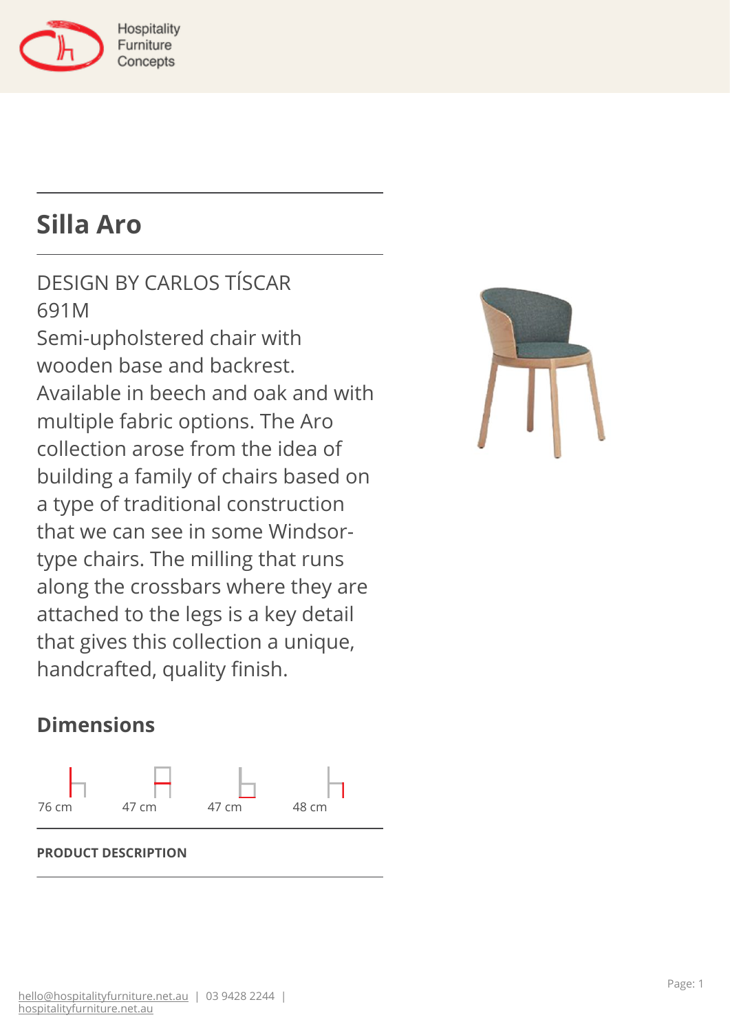# Silla Aro

DESIGN BY CARLOS TÍSCAR
691M
Semi-upholstered chair with wooden base and backrest. Available in beech and oak and with multiple fabric options. The Aro collection arose from the idea of building a family of chairs based on a type of traditional construction that we can see in some Windsor-type chairs. The milling that runs along the crossbars where they are attached to the legs is a key detail that gives this collection a unique, handcrafted, quality finish.

## Dimensions

76 cm | 47 cm | 47 cm | 48 cm

**PRODUCT DESCRIPTION**

hello@hospitalityfurniture.net.au | 03 9428 2244 | hospitalityfurniture.net.au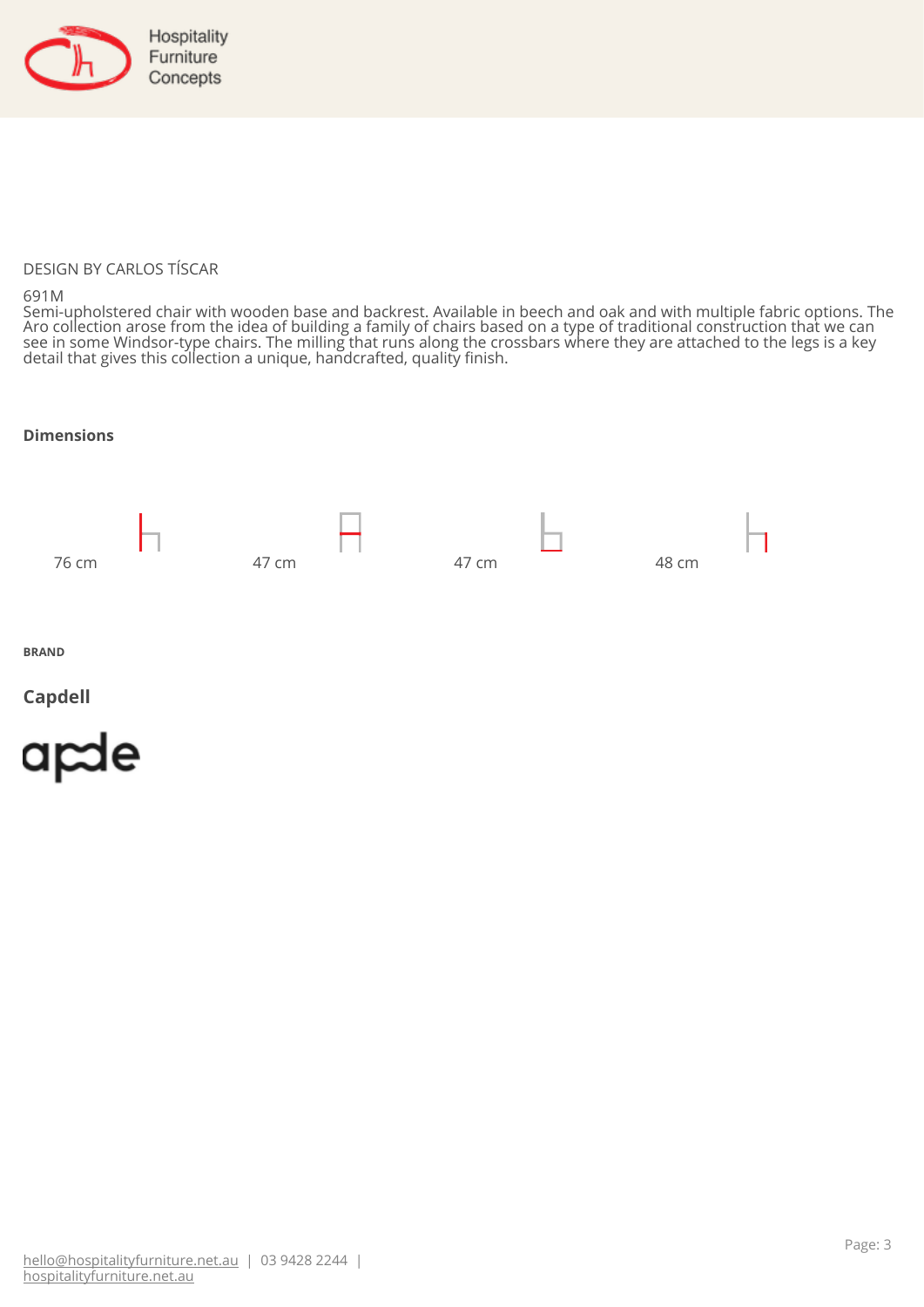DESIGN BY CARLOS TÍSCAR

691M

Semi-upholstered chair with wooden base and backrest. Available in beech and oak and with multiple fabric options. The Aro collection arose from the idea of building a family of chairs based on a type of traditional construction that we can see in some Windsor-type chairs. The milling that runs along the crossbars where they are attached to the legs is a key detail that gives this collection a unique, handcrafted, quality finish.

**Dimensions**

76 cm

47 cm

47 cm

48 cm

**BRAND**

**Capdell**

hello@hospitalityfurniture.net.au | 03 9428 2244 | hospitalityfurniture.net.au